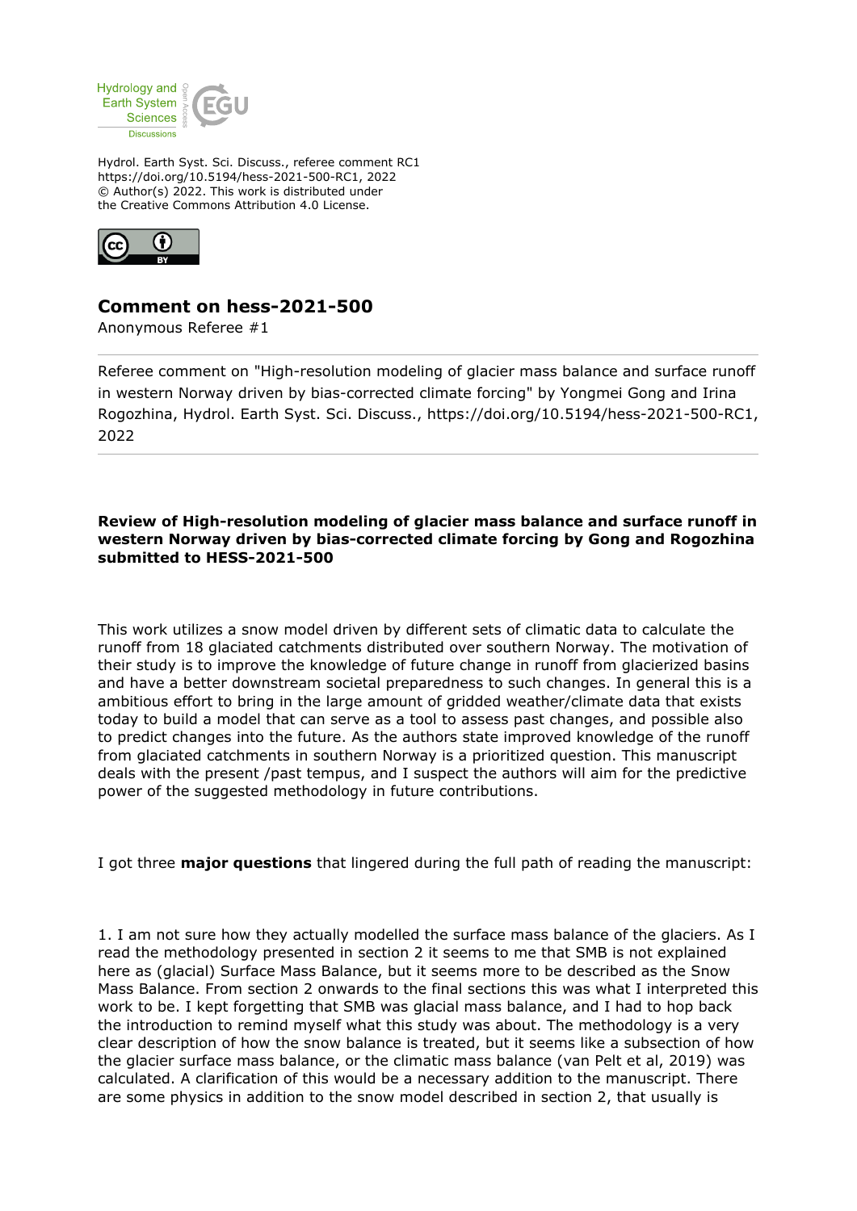Hydrol. Earth Syst. Sci. Discuss., referee comment RC1
https://doi.org/10.5194/hess-2021-500-RC1, 2022
© Author(s) 2022. This work is distributed under the Creative Commons Attribution 4.0 License.

## Comment on hess-2021-500

Anonymous Referee #1

Referee comment on "High-resolution modeling of glacier mass balance and surface runoff in western Norway driven by bias-corrected climate forcing" by Yongmei Gong and Irina Rogozhina, Hydrol. Earth Syst. Sci. Discuss., https://doi.org/10.5194/hess-2021-500-RC1, 2022

**Review of High-resolution modeling of glacier mass balance and surface runoff in western Norway driven by bias-corrected climate forcing by Gong and Rogozhina submitted to HESS-2021-500**

This work utilizes a snow model driven by different sets of climatic data to calculate the runoff from 18 glaciated catchments distributed over southern Norway. The motivation of their study is to improve the knowledge of future change in runoff from glacierized basins and have a better downstream societal preparedness to such changes. In general this is a ambitious effort to bring in the large amount of gridded weather/climate data that exists today to build a model that can serve as a tool to assess past changes, and possible also to predict changes into the future. As the authors state improved knowledge of the runoff from glaciated catchments in southern Norway is a prioritized question. This manuscript deals with the present /past tempus, and I suspect the authors will aim for the predictive power of the suggested methodology in future contributions.

I got three **major questions** that lingered during the full path of reading the manuscript:

1. I am not sure how they actually modelled the surface mass balance of the glaciers. As I read the methodology presented in section 2 it seems to me that SMB is not explained here as (glacial) Surface Mass Balance, but it seems more to be described as the Snow Mass Balance. From section 2 onwards to the final sections this was what I interpreted this work to be. I kept forgetting that SMB was glacial mass balance, and I had to hop back the introduction to remind myself what this study was about. The methodology is a very clear description of how the snow balance is treated, but it seems like a subsection of how the glacier surface mass balance, or the climatic mass balance (van Pelt et al, 2019) was calculated. A clarification of this would be a necessary addition to the manuscript. There are some physics in addition to the snow model described in section 2, that usually is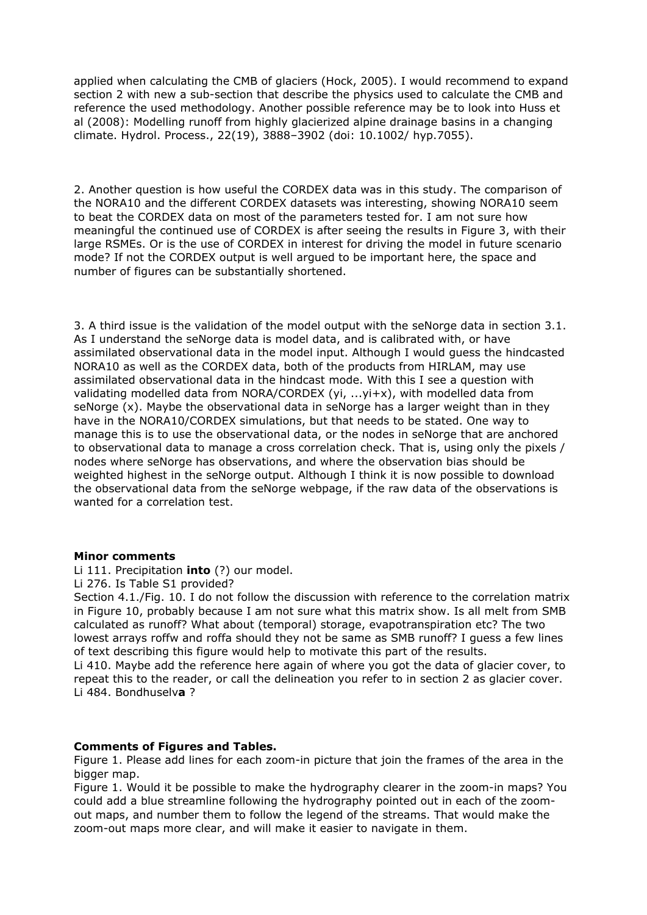applied when calculating the CMB of glaciers (Hock, 2005). I would recommend to expand section 2 with new a sub-section that describe the physics used to calculate the CMB and reference the used methodology. Another possible reference may be to look into Huss et al (2008): Modelling runoff from highly glacierized alpine drainage basins in a changing climate. Hydrol. Process., 22(19), 3888–3902 (doi: 10.1002/ hyp.7055).

2. Another question is how useful the CORDEX data was in this study. The comparison of the NORA10 and the different CORDEX datasets was interesting, showing NORA10 seem to beat the CORDEX data on most of the parameters tested for. I am not sure how meaningful the continued use of CORDEX is after seeing the results in Figure 3, with their large RSMEs. Or is the use of CORDEX in interest for driving the model in future scenario mode? If not the CORDEX output is well argued to be important here, the space and number of figures can be substantially shortened.

3. A third issue is the validation of the model output with the seNorge data in section 3.1. As I understand the seNorge data is model data, and is calibrated with, or have assimilated observational data in the model input. Although I would guess the hindcasted NORA10 as well as the CORDEX data, both of the products from HIRLAM, may use assimilated observational data in the hindcast mode. With this I see a question with validating modelled data from NORA/CORDEX (yi, ...yi+x), with modelled data from seNorge (x). Maybe the observational data in seNorge has a larger weight than in they have in the NORA10/CORDEX simulations, but that needs to be stated. One way to manage this is to use the observational data, or the nodes in seNorge that are anchored to observational data to manage a cross correlation check. That is, using only the pixels / nodes where seNorge has observations, and where the observation bias should be weighted highest in the seNorge output. Although I think it is now possible to download the observational data from the seNorge webpage, if the raw data of the observations is wanted for a correlation test.

**Minor comments**

Li 111. Precipitation **into** (?) our model.

Li 276. Is Table S1 provided?

Section 4.1./Fig. 10. I do not follow the discussion with reference to the correlation matrix in Figure 10, probably because I am not sure what this matrix show. Is all melt from SMB calculated as runoff? What about (temporal) storage, evapotranspiration etc? The two lowest arrays roffw and roffa should they not be same as SMB runoff? I guess a few lines of text describing this figure would help to motivate this part of the results.

Li 410. Maybe add the reference here again of where you got the data of glacier cover, to repeat this to the reader, or call the delineation you refer to in section 2 as glacier cover.

Li 484. Bondhuselv**a** ?

**Comments of Figures and Tables.**

Figure 1. Please add lines for each zoom-in picture that join the frames of the area in the bigger map.

Figure 1. Would it be possible to make the hydrography clearer in the zoom-in maps? You could add a blue streamline following the hydrography pointed out in each of the zoom-out maps, and number them to follow the legend of the streams. That would make the zoom-out maps more clear, and will make it easier to navigate in them.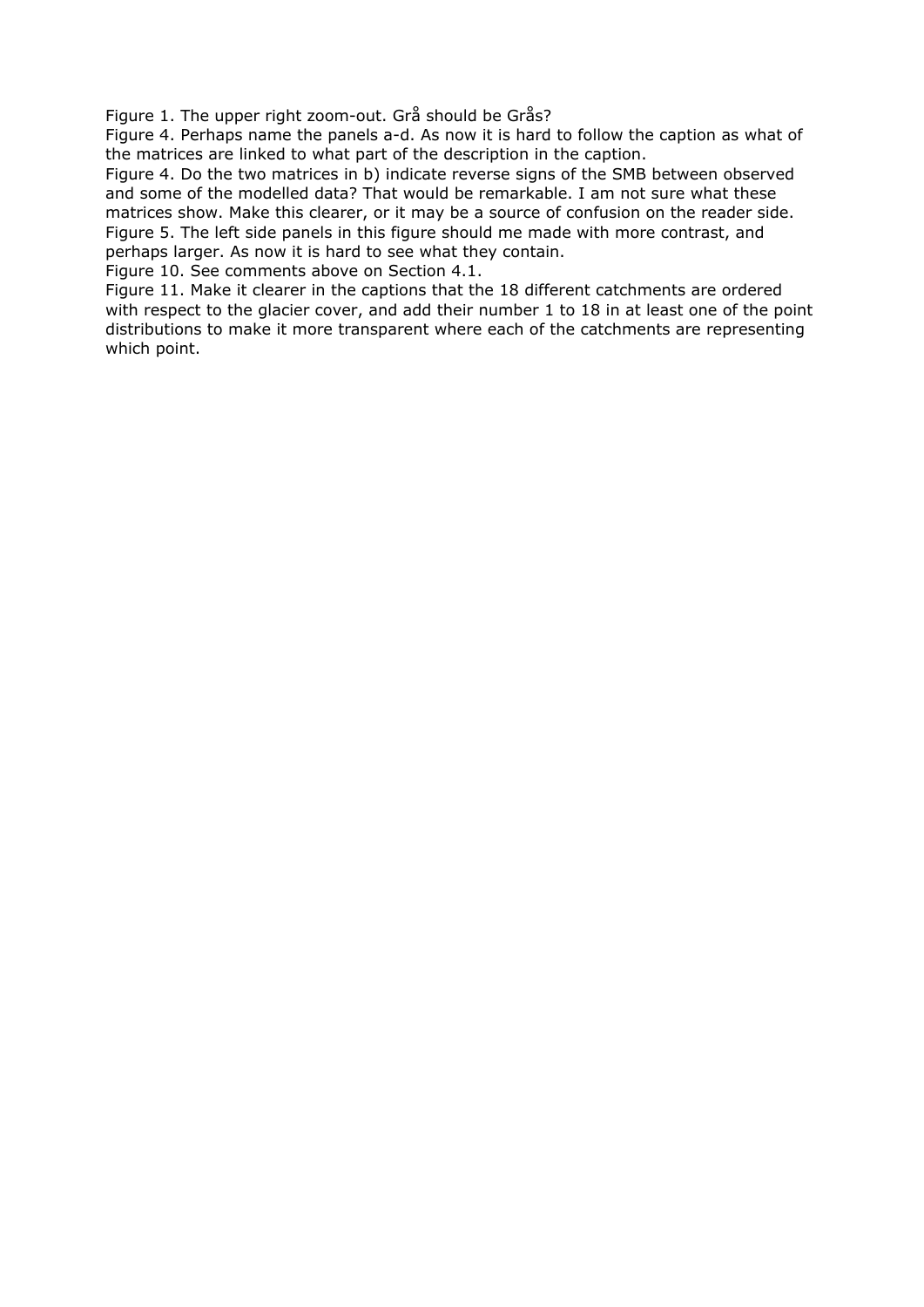Figure 1. The upper right zoom-out. Grå should be Grås?

Figure 4. Perhaps name the panels a-d. As now it is hard to follow the caption as what of the matrices are linked to what part of the description in the caption.

Figure 4. Do the two matrices in b) indicate reverse signs of the SMB between observed and some of the modelled data? That would be remarkable. I am not sure what these matrices show. Make this clearer, or it may be a source of confusion on the reader side.

Figure 5. The left side panels in this figure should me made with more contrast, and perhaps larger. As now it is hard to see what they contain.

Figure 10. See comments above on Section 4.1.

Figure 11. Make it clearer in the captions that the 18 different catchments are ordered with respect to the glacier cover, and add their number 1 to 18 in at least one of the point distributions to make it more transparent where each of the catchments are representing which point.